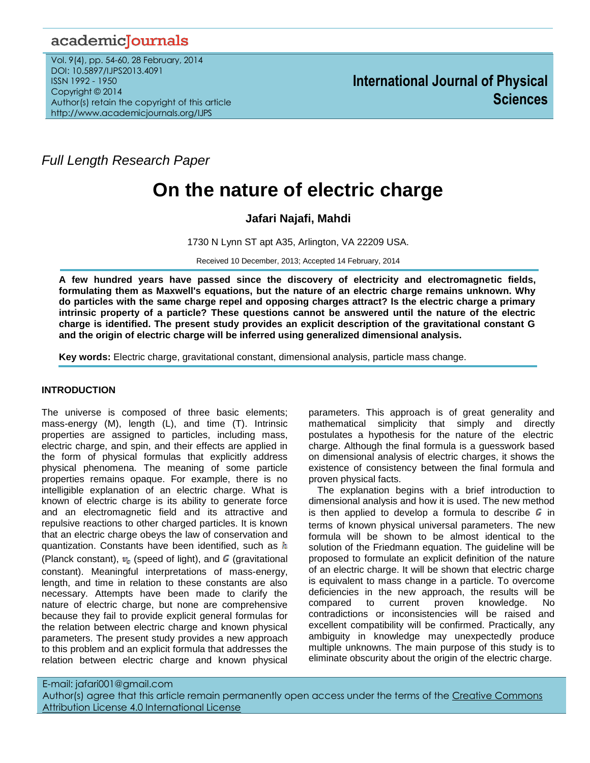*Full Length Research Paper*

# On the nature of electric charge

**Jafari Najafi, Mahdi**

1730 N Lynn ST apt A35, Arlington, VA 22209 USA.

Received 10 December, 2013; Accepted 14 February, 2014

**A few hundred years have passed since the discovery of electricity and electromagnetic fields, formulating them as Maxwell's equations, but the nature of an electric charge remains unknown. Why do particles with the same charge repel and opposing charges attract? Is the electric charge a primary intrinsic property of a particle? These questions cannot be answered until the nature of the electric charge is identified. The present study provides an explicit description of the gravitational constant G and the origin of electric charge will be inferred using generalized dimensional analysis.**

**Key words:** Electric charge, gravitational constant, dimensional analysis, particle mass change.

## INTRODUCTION

The universe is composed of three basic elements; mass-energy (M), length (L), and time (T). Intrinsic properties are assigned to particles, including mass, electric charge, and spin, and their effects are applied in the form of physical formulas that explicitly address physical phenomena. The meaning of some particle properties remains opaque. For example, there is no intelligible explanation of an electric charge. What is known of electric charge is its ability to generate force and an electromagnetic field and its attractive and repulsive reactions to other charged particles. It is known that an electric charge obeys the law of conservation and quantization. Constants have been identified, such as $h$ (Planck constant), $v_c$ (speed of light), and $G$ (gravitational constant). Meaningful interpretations of mass-energy, length, and time in relation to these constants are also necessary. Attempts have been made to clarify the nature of electric charge, but none are comprehensive because they fail to provide explicit general formulas for the relation between electric charge and known physical parameters. The present study provides a new approach to this problem and an explicit formula that addresses the relation between electric charge and known physical parameters. This approach is of great generality and mathematical simplicity that simply and directly postulates a hypothesis for the nature of the electric charge. Although the final formula is a guesswork based on dimensional analysis of electric charges, it shows the existence of consistency between the final formula and proven physical facts.

The explanation begins with a brief introduction to dimensional analysis and how it is used. The new method is then applied to develop a formula to describe $G$ in terms of known physical universal parameters. The new formula will be shown to be almost identical to the solution of the Friedmann equation. The guideline will be proposed to formulate an explicit definition of the nature of an electric charge. It will be shown that electric charge is equivalent to mass change in a particle. To overcome deficiencies in the new approach, the results will be compared to current proven knowledge. No contradictions or inconsistencies will be raised and excellent compatibility will be confirmed. Practically, any ambiguity in knowledge may unexpectedly produce multiple unknowns. The main purpose of this study is to eliminate obscurity about the origin of the electric charge.

E-mail: jafari001@gmail.com
Author(s) agree that this article remain permanently open access under the terms of the Creative Commons Attribution License 4.0 International License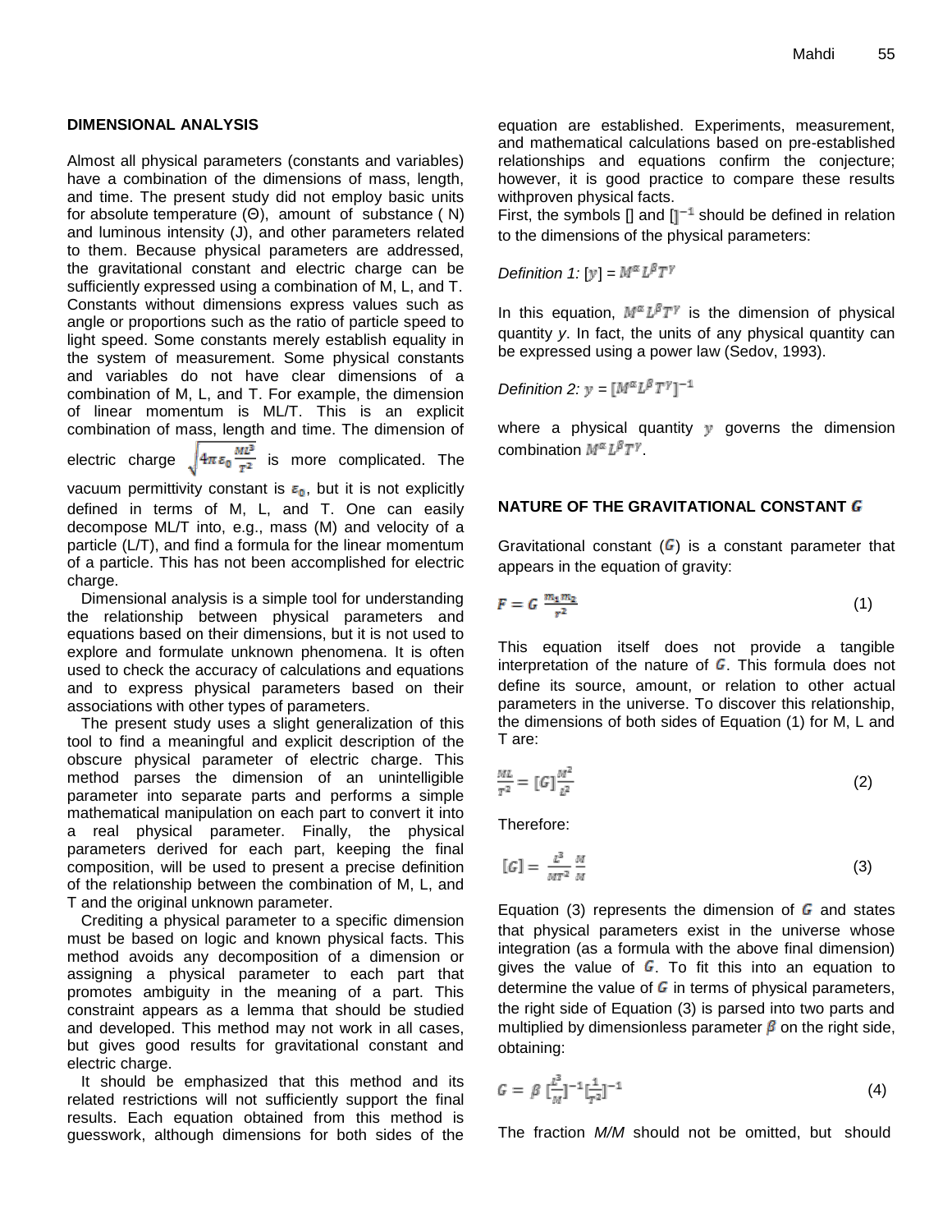## DIMENSIONAL ANALYSIS

Almost all physical parameters (constants and variables) have a combination of the dimensions of mass, length, and time. The present study did not employ basic units for absolute temperature (Θ), amount of substance ( N) and luminous intensity (J), and other parameters related to them. Because physical parameters are addressed, the gravitational constant and electric charge can be sufficiently expressed using a combination of M, L, and T. Constants without dimensions express values such as angle or proportions such as the ratio of particle speed to light speed. Some constants merely establish equality in the system of measurement. Some physical constants and variables do not have clear dimensions of a combination of M, L, and T. For example, the dimension of linear momentum is ML/T. This is an explicit combination of mass, length and time. The dimension of electric charge $\sqrt{4\pi\varepsilon_0 \frac{ML^3}{T^2}}$ is more complicated. The vacuum permittivity constant is $\varepsilon_0$, but it is not explicitly defined in terms of M, L, and T. One can easily decompose ML/T into, e.g., mass (M) and velocity of a particle (L/T), and find a formula for the linear momentum of a particle. This has not been accomplished for electric charge.

Dimensional analysis is a simple tool for understanding the relationship between physical parameters and equations based on their dimensions, but it is not used to explore and formulate unknown phenomena. It is often used to check the accuracy of calculations and equations and to express physical parameters based on their associations with other types of parameters.

The present study uses a slight generalization of this tool to find a meaningful and explicit description of the obscure physical parameter of electric charge. This method parses the dimension of an unintelligible parameter into separate parts and performs a simple mathematical manipulation on each part to convert it into a real physical parameter. Finally, the physical parameters derived for each part, keeping the final composition, will be used to present a precise definition of the relationship between the combination of M, L, and T and the original unknown parameter.

Crediting a physical parameter to a specific dimension must be based on logic and known physical facts. This method avoids any decomposition of a dimension or assigning a physical parameter to each part that promotes ambiguity in the meaning of a part. This constraint appears as a lemma that should be studied and developed. This method may not work in all cases, but gives good results for gravitational constant and electric charge.

It should be emphasized that this method and its related restrictions will not sufficiently support the final results. Each equation obtained from this method is guesswork, although dimensions for both sides of the equation are established. Experiments, measurement, and mathematical calculations based on pre-established relationships and equations confirm the conjecture; however, it is good practice to compare these results withproven physical facts.

First, the symbols $[]$ and $[]^{-1}$ should be defined in relation to the dimensions of the physical parameters:

*Definition 1:* $[y] = M^{\alpha}L^{\beta}T^{\gamma}$

In this equation, $M^{\alpha}L^{\beta}T^{\gamma}$ is the dimension of physical quantity *y*. In fact, the units of any physical quantity can be expressed using a power law (Sedov, 1993).

*Definition 2:* $y = [M^{\alpha}L^{\beta}T^{\gamma}]^{-1}$

where a physical quantity $y$ governs the dimension combination $M^{\alpha}L^{\beta}T^{\gamma}$.

## NATURE OF THE GRAVITATIONAL CONSTANT $G$

Gravitational constant ($G$) is a constant parameter that appears in the equation of gravity:

$$F = G\,\frac{m_1 m_2}{r^2} \tag{1}$$

This equation itself does not provide a tangible interpretation of the nature of $G$. This formula does not define its source, amount, or relation to other actual parameters in the universe. To discover this relationship, the dimensions of both sides of Equation (1) for M, L and T are:

$$\frac{ML}{T^2} = [G]\frac{M^2}{L^2} \tag{2}$$

Therefore:

$$[G] = \frac{L^3}{MT^2}\,\frac{M}{M} \tag{3}$$

Equation (3) represents the dimension of $G$ and states that physical parameters exist in the universe whose integration (as a formula with the above final dimension) gives the value of $G$. To fit this into an equation to determine the value of $G$ in terms of physical parameters, the right side of Equation (3) is parsed into two parts and multiplied by dimensionless parameter $\beta$ on the right side, obtaining:

$$G = \beta\,[\frac{L^3}{M}]^{-1}[\frac{1}{T^2}]^{-1} \tag{4}$$

The fraction *M/M* should not be omitted, but should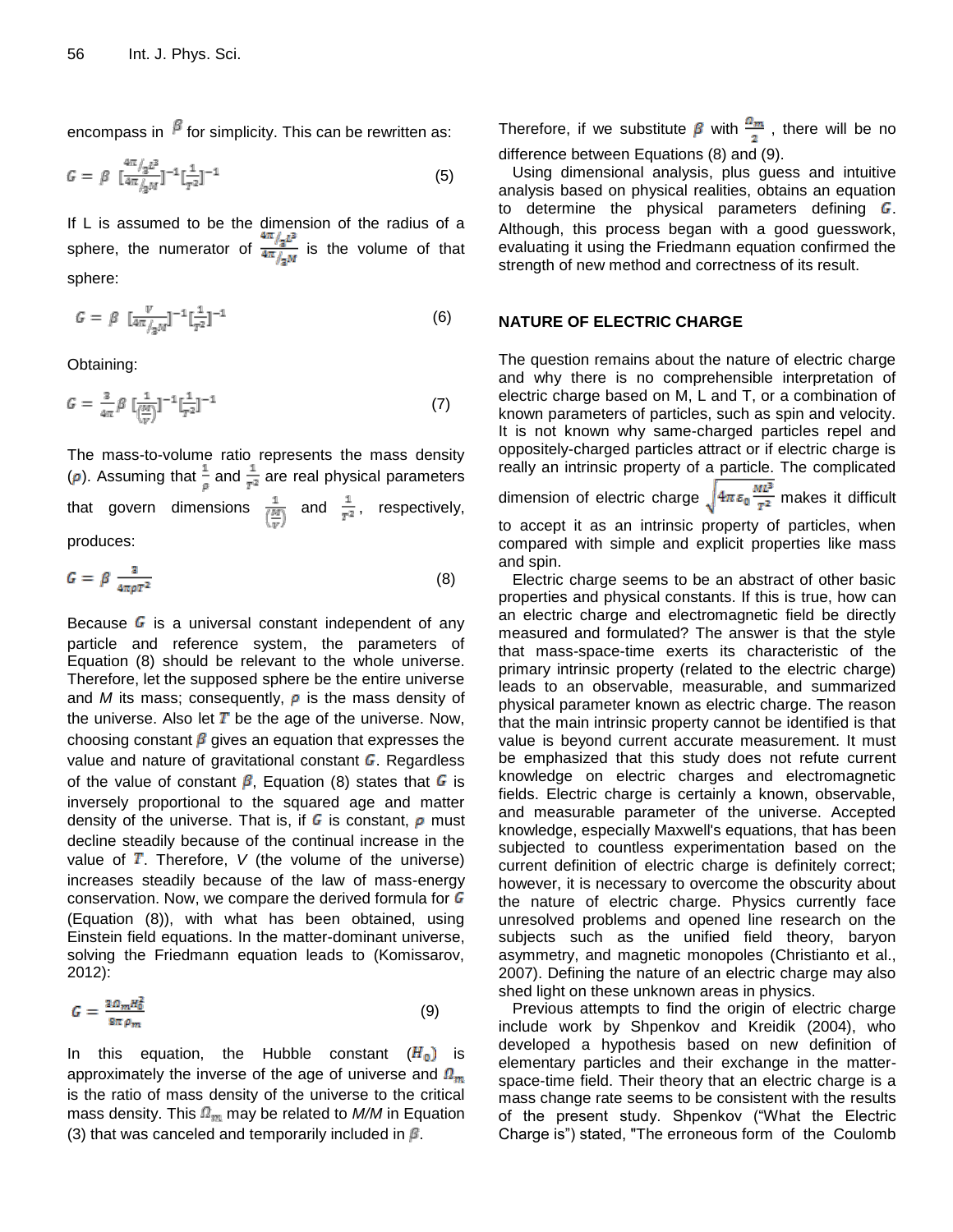encompass in $\beta$ for simplicity. This can be rewritten as:

$$G = \beta \; [\frac{4\pi/_3 L^3}{4\pi/_3 M}]^{-1}[\frac{1}{T^2}]^{-1} \tag{5}$$

If L is assumed to be the dimension of the radius of a sphere, the numerator of $\frac{4\pi/_3 L^3}{4\pi/_3 M}$ is the volume of that sphere:

$$G = \beta \; [\frac{V}{4\pi/_3 M}]^{-1}[\frac{1}{T^2}]^{-1} \tag{6}$$

Obtaining:

$$G = \frac{3}{4\pi}\beta \; [\frac{1}{(\frac{M}{V})}]^{-1}[\frac{1}{T^2}]^{-1} \tag{7}$$

The mass-to-volume ratio represents the mass density ($\rho$). Assuming that $\frac{1}{\rho}$ and $\frac{1}{T^2}$ are real physical parameters that govern dimensions $\frac{1}{(\frac{M}{V})}$ and $\frac{1}{T^2}$, respectively, produces:

$$G = \beta \; \frac{3}{4\pi\rho T^2} \tag{8}$$

Because $G$ is a universal constant independent of any particle and reference system, the parameters of Equation (8) should be relevant to the whole universe. Therefore, let the supposed sphere be the entire universe and *M* its mass; consequently, $\rho$ is the mass density of the universe. Also let $T$ be the age of the universe. Now, choosing constant $\beta$ gives an equation that expresses the value and nature of gravitational constant $G$. Regardless of the value of constant $\beta$, Equation (8) states that $G$ is inversely proportional to the squared age and matter density of the universe. That is, if $G$ is constant, $\rho$ must decline steadily because of the continual increase in the value of $T$. Therefore, *V* (the volume of the universe) increases steadily because of the law of mass-energy conservation. Now, we compare the derived formula for $G$ (Equation (8)), with what has been obtained, using Einstein field equations. In the matter-dominant universe, solving the Friedmann equation leads to (Komissarov, 2012):

$$G = \frac{3\Omega_m H_0^2}{8\pi\rho_m} \tag{9}$$

In this equation, the Hubble constant ($H_0$) is approximately the inverse of the age of universe and $\Omega_m$ is the ratio of mass density of the universe to the critical mass density. This $\Omega_m$ may be related to *M/M* in Equation (3) that was canceled and temporarily included in $\beta$.

Therefore, if we substitute $\beta$ with $\frac{\Omega_m}{2}$, there will be no difference between Equations (8) and (9).

Using dimensional analysis, plus guess and intuitive analysis based on physical realities, obtains an equation to determine the physical parameters defining $G$. Although, this process began with a good guesswork, evaluating it using the Friedmann equation confirmed the strength of new method and correctness of its result.

## NATURE OF ELECTRIC CHARGE

The question remains about the nature of electric charge and why there is no comprehensible interpretation of electric charge based on M, L and T, or a combination of known parameters of particles, such as spin and velocity. It is not known why same-charged particles repel and oppositely-charged particles attract or if electric charge is really an intrinsic property of a particle. The complicated dimension of electric charge $\sqrt{4\pi\varepsilon_0 \frac{ML^3}{T^2}}$ makes it difficult to accept it as an intrinsic property of particles, when compared with simple and explicit properties like mass and spin.

Electric charge seems to be an abstract of other basic properties and physical constants. If this is true, how can an electric charge and electromagnetic field be directly measured and formulated? The answer is that the style that mass-space-time exerts its characteristic of the primary intrinsic property (related to the electric charge) leads to an observable, measurable, and summarized physical parameter known as electric charge. The reason that the main intrinsic property cannot be identified is that value is beyond current accurate measurement. It must be emphasized that this study does not refute current knowledge on electric charges and electromagnetic fields. Electric charge is certainly a known, observable, and measurable parameter of the universe. Accepted knowledge, especially Maxwell's equations, that has been subjected to countless experimentation based on the current definition of electric charge is definitely correct; however, it is necessary to overcome the obscurity about the nature of electric charge. Physics currently face unresolved problems and opened line research on the subjects such as the unified field theory, baryon asymmetry, and magnetic monopoles (Christianto et al., 2007). Defining the nature of an electric charge may also shed light on these unknown areas in physics.

Previous attempts to find the origin of electric charge include work by Shpenkov and Kreidik (2004), who developed a hypothesis based on new definition of elementary particles and their exchange in the matter-space-time field. Their theory that an electric charge is a mass change rate seems to be consistent with the results of the present study. Shpenkov ("What the Electric Charge is") stated, "The erroneous form of the Coulomb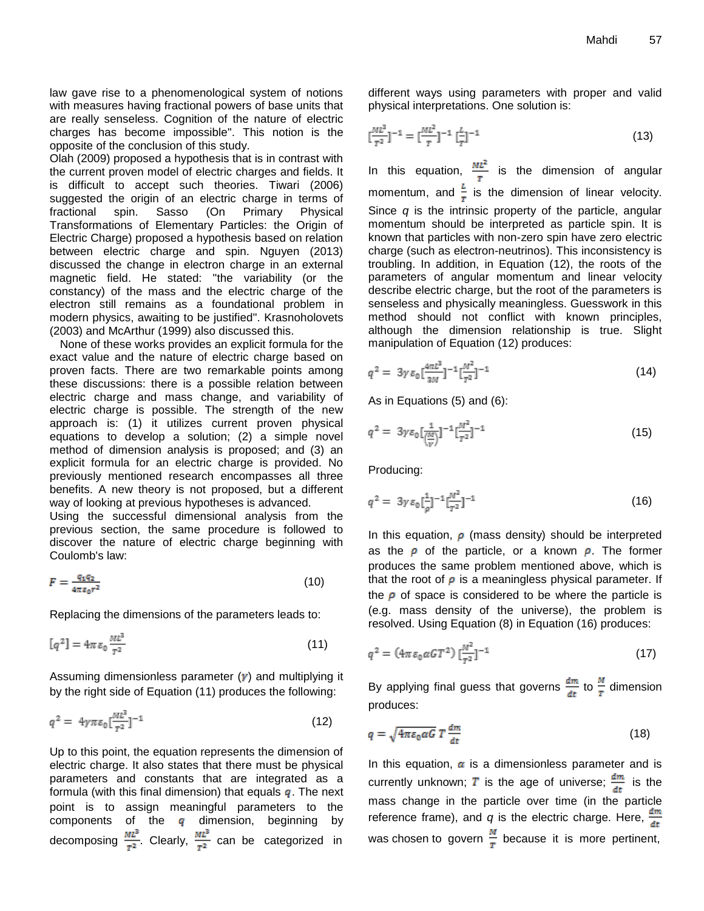law gave rise to a phenomenological system of notions with measures having fractional powers of base units that are really senseless. Cognition of the nature of electric charges has become impossible". This notion is the opposite of the conclusion of this study.

Olah (2009) proposed a hypothesis that is in contrast with the current proven model of electric charges and fields. It is difficult to accept such theories. Tiwari (2006) suggested the origin of an electric charge in terms of fractional spin. Sasso (On Primary Physical Transformations of Elementary Particles: the Origin of Electric Charge) proposed a hypothesis based on relation between electric charge and spin. Nguyen (2013) discussed the change in electron charge in an external magnetic field. He stated: "the variability (or the constancy) of the mass and the electric charge of the electron still remains as a foundational problem in modern physics, awaiting to be justified". Krasnoholovets (2003) and McArthur (1999) also discussed this.

None of these works provides an explicit formula for the exact value and the nature of electric charge based on proven facts. There are two remarkable points among these discussions: there is a possible relation between electric charge and mass change, and variability of electric charge is possible. The strength of the new approach is: (1) it utilizes current proven physical equations to develop a solution; (2) a simple novel method of dimension analysis is proposed; and (3) an explicit formula for an electric charge is provided. No previously mentioned research encompasses all three benefits. A new theory is not proposed, but a different way of looking at previous hypotheses is advanced.

Using the successful dimensional analysis from the previous section, the same procedure is followed to discover the nature of electric charge beginning with Coulomb's law:

$$F = \frac{q_1 q_2}{4\pi\varepsilon_0 r^2} \tag{10}$$

Replacing the dimensions of the parameters leads to:

$$[q^2] = 4\pi\varepsilon_0 \frac{ML^3}{T^2} \tag{11}$$

Assuming dimensionless parameter ($\gamma$) and multiplying it by the right side of Equation (11) produces the following:

$$q^2 = 4\gamma\pi\varepsilon_0 [\frac{ML^3}{T^2}]^{-1} \tag{12}$$

Up to this point, the equation represents the dimension of electric charge. It also states that there must be physical parameters and constants that are integrated as a formula (with this final dimension) that equals $q$. The next point is to assign meaningful parameters to the components of the $q$ dimension, beginning by decomposing $\frac{ML^3}{T^2}$. Clearly, $\frac{ML^3}{T^2}$ can be categorized in different ways using parameters with proper and valid physical interpretations. One solution is:

$$[\frac{ML^3}{T^2}]^{-1} = [\frac{ML^2}{T}]^{-1} [\frac{L}{T}]^{-1} \tag{13}$$

In this equation, $\frac{ML^2}{T}$ is the dimension of angular momentum, and $\frac{L}{T}$ is the dimension of linear velocity. Since $q$ is the intrinsic property of the particle, angular momentum should be interpreted as particle spin. It is known that particles with non-zero spin have zero electric charge (such as electron-neutrinos). This inconsistency is troubling. In addition, in Equation (12), the roots of the parameters of angular momentum and linear velocity describe electric charge, but the root of the parameters is senseless and physically meaningless. Guesswork in this method should not conflict with known principles, although the dimension relationship is true. Slight manipulation of Equation (12) produces:

$$q^2 = 3\gamma\varepsilon_0 [\frac{4\pi L^3}{3M}]^{-1} [\frac{M^2}{T^2}]^{-1} \tag{14}$$

As in Equations (5) and (6):

$$q^2 = 3\gamma\varepsilon_0 [\frac{1}{(\frac{M}{V})}]^{-1} [\frac{M^2}{T^2}]^{-1} \tag{15}$$

Producing:

$$q^2 = 3\gamma\varepsilon_0 [\frac{1}{\rho}]^{-1} [\frac{M^2}{T^2}]^{-1} \tag{16}$$

In this equation, $\rho$ (mass density) should be interpreted as the $\rho$ of the particle, or a known $\rho$. The former produces the same problem mentioned above, which is that the root of $\rho$ is a meaningless physical parameter. If the $\rho$ of space is considered to be where the particle is (e.g. mass density of the universe), the problem is resolved. Using Equation (8) in Equation (16) produces:

$$q^2 = (4\pi\varepsilon_0 \alpha G T^2) [\frac{M^2}{T^2}]^{-1} \tag{17}$$

By applying final guess that governs $\frac{dm}{dt}$ to $\frac{M}{T}$ dimension produces:

$$q = \sqrt{4\pi\varepsilon_0 \alpha G}\, T \frac{dm}{dt} \tag{18}$$

In this equation, $\alpha$ is a dimensionless parameter and is currently unknown; $T$ is the age of universe; $\frac{dm}{dt}$ is the mass change in the particle over time (in the particle reference frame), and $q$ is the electric charge. Here, $\frac{dm}{dt}$ was chosen to govern $\frac{M}{T}$ because it is more pertinent,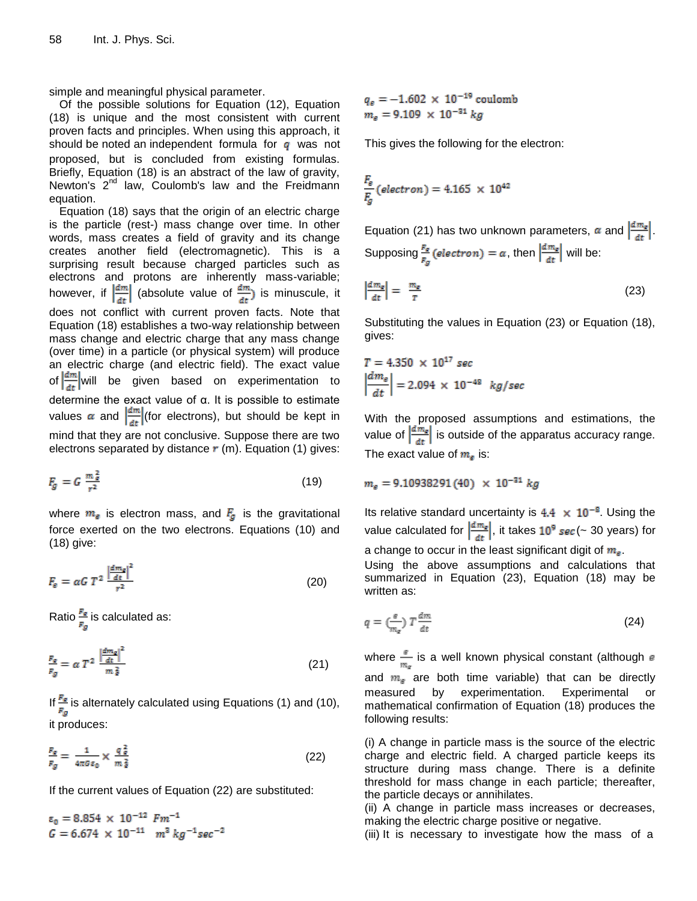simple and meaningful physical parameter.

Of the possible solutions for Equation (12), Equation (18) is unique and the most consistent with current proven facts and principles. When using this approach, it should be noted an independent formula for $q$ was not proposed, but is concluded from existing formulas. Briefly, Equation (18) is an abstract of the law of gravity, Newton's 2nd law, Coulomb's law and the Freidmann equation.

Equation (18) says that the origin of an electric charge is the particle (rest-) mass change over time. In other words, mass creates a field of gravity and its change creates another field (electromagnetic). This is a surprising result because charged particles such as electrons and protons are inherently mass-variable; however, if $\left|\frac{dm}{dt}\right|$ (absolute value of $\frac{dm}{dt}$) is minuscule, it does not conflict with current proven facts. Note that Equation (18) establishes a two-way relationship between mass change and electric charge that any mass change (over time) in a particle (or physical system) will produce an electric charge (and electric field). The exact value of $\left|\frac{dm}{dt}\right|$ will be given based on experimentation to determine the exact value of α. It is possible to estimate values $\alpha$ and $\left|\frac{dm}{dt}\right|$ (for electrons), but should be kept in mind that they are not conclusive. Suppose there are two electrons separated by distance $r$ (m). Equation (1) gives:

$$F_g = G\,\frac{m_e^2}{r^2} \tag{19}$$

where $m_e$ is electron mass, and $F_g$ is the gravitational force exerted on the two electrons. Equations (10) and (18) give:

$$F_e = \alpha G\, T^2\, \frac{\left|\frac{dm_e}{dt}\right|^2}{r^2} \tag{20}$$

Ratio $\frac{F_e}{F_g}$ is calculated as:

$$\frac{F_e}{F_g} = \alpha\, T^2\, \frac{\left|\frac{dm_e}{dt}\right|^2}{m_e^2} \tag{21}$$

If $\frac{F_e}{F_g}$ is alternately calculated using Equations (1) and (10), it produces:

$$\frac{F_e}{F_g} = \frac{1}{4\pi G \varepsilon_0} \times \frac{q_e^2}{m_e^2} \tag{22}$$

If the current values of Equation (22) are substituted:

$\varepsilon_0 = 8.854 \times 10^{-12}\ Fm^{-1}$
$G = 6.674 \times 10^{-11}\ \ m^3\,kg^{-1}sec^{-2}$
$q_e = -1.602 \times 10^{-19}$ coulomb
$m_e = 9.109 \times 10^{-31}\ kg$

This gives the following for the electron:

$$\frac{F_e}{F_g}(electron) = 4.165 \times 10^{42}$$

Equation (21) has two unknown parameters, $\alpha$ and $\left|\frac{dm_e}{dt}\right|$. Supposing $\frac{F_e}{F_g}(electron) = \alpha$, then $\left|\frac{dm_e}{dt}\right|$ will be:

$$\left|\frac{dm_e}{dt}\right| = \frac{m_e}{T} \tag{23}$$

Substituting the values in Equation (23) or Equation (18), gives:

$T = 4.350 \times 10^{17}\ sec$
$\left|\frac{dm_e}{dt}\right| = 2.094 \times 10^{-48}\ \ kg/sec$

With the proposed assumptions and estimations, the value of $\left|\frac{dm_e}{dt}\right|$ is outside of the apparatus accuracy range. The exact value of $m_e$ is:

$m_e = 9.10938291(40) \times 10^{-31}\ kg$

Its relative standard uncertainty is $4.4 \times 10^{-8}$. Using the value calculated for $\left|\frac{dm_e}{dt}\right|$, it takes $10^9\ sec$ (~ 30 years) for a change to occur in the least significant digit of $m_e$.

Using the above assumptions and calculations that summarized in Equation (23), Equation (18) may be written as:

$$q = \left(\frac{e}{m_e}\right) T\,\frac{dm}{dt} \tag{24}$$

where $\frac{e}{m_e}$ is a well known physical constant (although $e$ and $m_e$ are both time variable) that can be directly measured by experimentation. Experimental or mathematical confirmation of Equation (18) produces the following results:

(i) A change in particle mass is the source of the electric charge and electric field. A charged particle keeps its structure during mass change. There is a definite threshold for mass change in each particle; thereafter, the particle decays or annihilates.
(ii) A change in particle mass increases or decreases, making the electric charge positive or negative.
(iii) It is necessary to investigate how the mass of a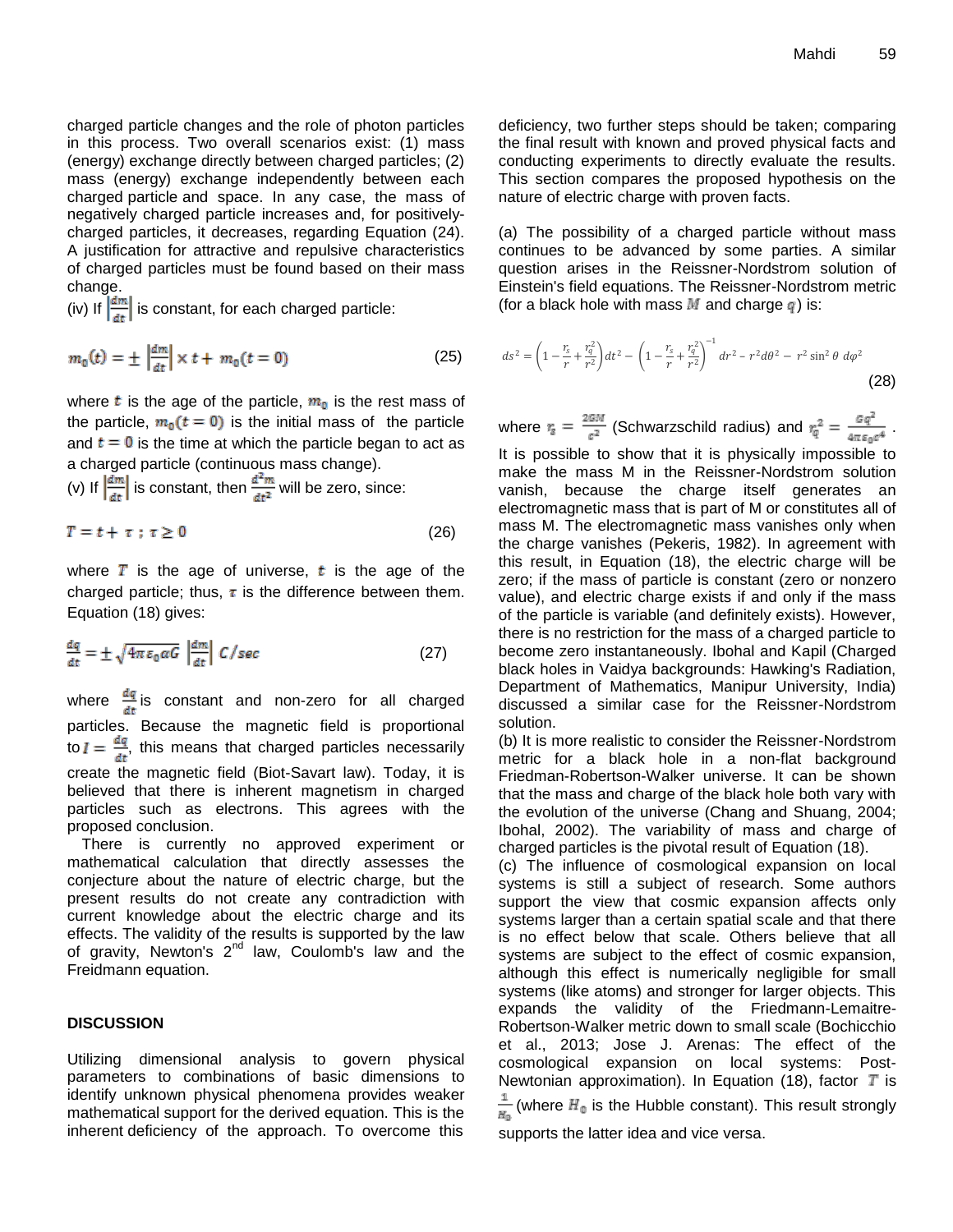charged particle changes and the role of photon particles in this process. Two overall scenarios exist: (1) mass (energy) exchange directly between charged particles; (2) mass (energy) exchange independently between each charged particle and space. In any case, the mass of negatively charged particle increases and, for positively-charged particles, it decreases, regarding Equation (24). A justification for attractive and repulsive characteristics of charged particles must be found based on their mass change.

(iv) If $\left|\frac{dm}{dt}\right|$ is constant, for each charged particle:

$$m_0(t) = \pm \left|\frac{dm}{dt}\right| \times t + m_0(t=0) \tag{25}$$

where $t$ is the age of the particle, $m_0$ is the rest mass of the particle, $m_0(t=0)$ is the initial mass of the particle and $t=0$ is the time at which the particle began to act as a charged particle (continuous mass change).

(v) If $\left|\frac{dm}{dt}\right|$ is constant, then $\frac{d^2m}{dt^2}$ will be zero, since:

$$T = t + \tau \;;\; \tau \geq 0 \tag{26}$$

where $T$ is the age of universe, $t$ is the age of the charged particle; thus, $\tau$ is the difference between them. Equation (18) gives:

$$\frac{dq}{dt} = \pm\sqrt{4\pi\varepsilon_0 \alpha G}\left|\frac{dm}{dt}\right| \; C/sec \tag{27}$$

where $\frac{dq}{dt}$ is constant and non-zero for all charged particles. Because the magnetic field is proportional to $I = \frac{dq}{dt}$, this means that charged particles necessarily create the magnetic field (Biot-Savart law). Today, it is believed that there is inherent magnetism in charged particles such as electrons. This agrees with the proposed conclusion.

There is currently no approved experiment or mathematical calculation that directly assesses the conjecture about the nature of electric charge, but the present results do not create any contradiction with current knowledge about the electric charge and its effects. The validity of the results is supported by the law of gravity, Newton's 2nd law, Coulomb's law and the Freidmann equation.

## DISCUSSION

Utilizing dimensional analysis to govern physical parameters to combinations of basic dimensions to identify unknown physical phenomena provides weaker mathematical support for the derived equation. This is the inherent deficiency of the approach. To overcome this deficiency, two further steps should be taken; comparing the final result with known and proved physical facts and conducting experiments to directly evaluate the results. This section compares the proposed hypothesis on the nature of electric charge with proven facts.

(a) The possibility of a charged particle without mass continues to be advanced by some parties. A similar question arises in the Reissner-Nordstrom solution of Einstein's field equations. The Reissner-Nordstrom metric (for a black hole with mass $M$ and charge $q$) is:

$$ds^2 = \left(1 - \frac{r_s}{r} + \frac{r_q^2}{r^2}\right)dt^2 - \left(1 - \frac{r_s}{r} + \frac{r_q^2}{r^2}\right)^{-1} dr^2 - r^2 d\theta^2 - r^2 \sin^2\theta \; d\varphi^2 \tag{28}$$

where $r_s = \frac{2GM}{c^2}$ (Schwarzschild radius) and $r_q^2 = \frac{Gq^2}{4\pi\varepsilon_0 c^4}$.

It is possible to show that it is physically impossible to make the mass M in the Reissner-Nordstrom solution vanish, because the charge itself generates an electromagnetic mass that is part of M or constitutes all of mass M. The electromagnetic mass vanishes only when the charge vanishes (Pekeris, 1982). In agreement with this result, in Equation (18), the electric charge will be zero; if the mass of particle is constant (zero or nonzero value), and electric charge exists if and only if the mass of the particle is variable (and definitely exists). However, there is no restriction for the mass of a charged particle to become zero instantaneously. Ibohal and Kapil (Charged black holes in Vaidya backgrounds: Hawking's Radiation, Department of Mathematics, Manipur University, India) discussed a similar case for the Reissner-Nordstrom solution.

(b) It is more realistic to consider the Reissner-Nordstrom metric for a black hole in a non-flat background Friedman-Robertson-Walker universe. It can be shown that the mass and charge of the black hole both vary with the evolution of the universe (Chang and Shuang, 2004; Ibohal, 2002). The variability of mass and charge of charged particles is the pivotal result of Equation (18).

(c) The influence of cosmological expansion on local systems is still a subject of research. Some authors support the view that cosmic expansion affects only systems larger than a certain spatial scale and that there is no effect below that scale. Others believe that all systems are subject to the effect of cosmic expansion, although this effect is numerically negligible for small systems (like atoms) and stronger for larger objects. This expands the validity of the Friedmann-Lemaitre-Robertson-Walker metric down to small scale (Bochicchio et al., 2013; Jose J. Arenas: The effect of the cosmological expansion on local systems: Post-Newtonian approximation). In Equation (18), factor $T$ is $\frac{1}{H_0}$ (where $H_0$ is the Hubble constant). This result strongly supports the latter idea and vice versa.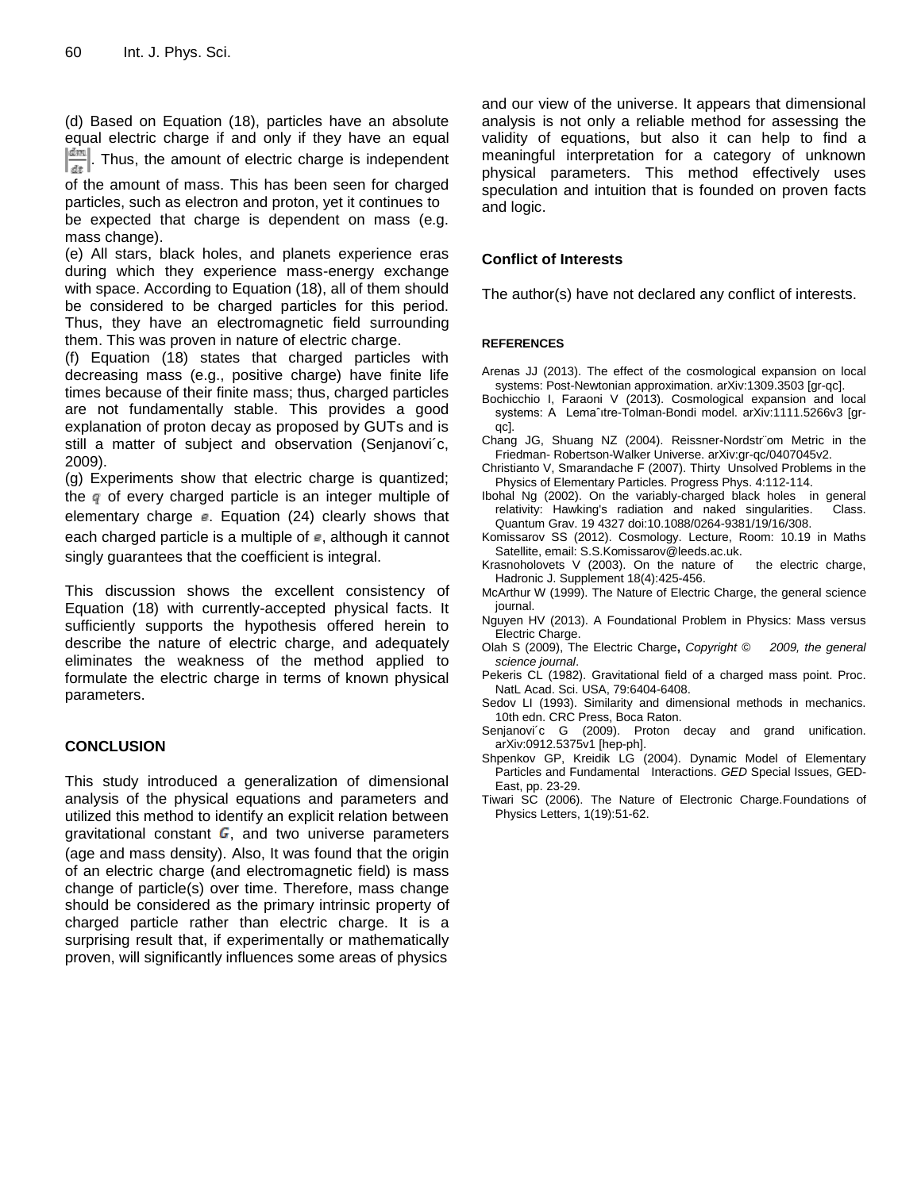(d) Based on Equation (18), particles have an absolute equal electric charge if and only if they have an equal $\left|\frac{dm}{dt}\right|$. Thus, the amount of electric charge is independent of the amount of mass. This has been seen for charged particles, such as electron and proton, yet it continues to be expected that charge is dependent on mass (e.g. mass change).

(e) All stars, black holes, and planets experience eras during which they experience mass-energy exchange with space. According to Equation (18), all of them should be considered to be charged particles for this period. Thus, they have an electromagnetic field surrounding them. This was proven in nature of electric charge.

(f) Equation (18) states that charged particles with decreasing mass (e.g., positive charge) have finite life times because of their finite mass; thus, charged particles are not fundamentally stable. This provides a good explanation of proton decay as proposed by GUTs and is still a matter of subject and observation (Senjanovi´c, 2009).

(g) Experiments show that electric charge is quantized; the $q$ of every charged particle is an integer multiple of elementary charge $e$. Equation (24) clearly shows that each charged particle is a multiple of $e$, although it cannot singly guarantees that the coefficient is integral.

This discussion shows the excellent consistency of Equation (18) with currently-accepted physical facts. It sufficiently supports the hypothesis offered herein to describe the nature of electric charge, and adequately eliminates the weakness of the method applied to formulate the electric charge in terms of known physical parameters.

## CONCLUSION

This study introduced a generalization of dimensional analysis of the physical equations and parameters and utilized this method to identify an explicit relation between gravitational constant $G$, and two universe parameters (age and mass density). Also, It was found that the origin of an electric charge (and electromagnetic field) is mass change of particle(s) over time. Therefore, mass change should be considered as the primary intrinsic property of charged particle rather than electric charge. It is a surprising result that, if experimentally or mathematically proven, will significantly influences some areas of physics and our view of the universe. It appears that dimensional analysis is not only a reliable method for assessing the validity of equations, but also it can help to find a meaningful interpretation for a category of unknown physical parameters. This method effectively uses speculation and intuition that is founded on proven facts and logic.

## Conflict of Interests

The author(s) have not declared any conflict of interests.

## REFERENCES

Arenas JJ (2013). The effect of the cosmological expansion on local systems: Post-Newtonian approximation. arXiv:1309.3503 [gr-qc].

Bochicchio I, Faraoni V (2013). Cosmological expansion and local systems: A Lemaˆıtre-Tolman-Bondi model. arXiv:1111.5266v3 [gr-qc].

Chang JG, Shuang NZ (2004). Reissner-Nordstr¨om Metric in the Friedman- Robertson-Walker Universe. arXiv:gr-qc/0407045v2.

Christianto V, Smarandache F (2007). Thirty Unsolved Problems in the Physics of Elementary Particles. Progress Phys. 4:112-114.

Ibohal Ng (2002). On the variably-charged black holes in general relativity: Hawking's radiation and naked singularities. Class. Quantum Grav. 19 4327 doi:10.1088/0264-9381/19/16/308.

Komissarov SS (2012). Cosmology. Lecture, Room: 10.19 in Maths Satellite, email: S.S.Komissarov@leeds.ac.uk.

Krasnoholovets V (2003). On the nature of the electric charge, Hadronic J. Supplement 18(4):425-456.

McArthur W (1999). The Nature of Electric Charge, the general science journal.

Nguyen HV (2013). A Foundational Problem in Physics: Mass versus Electric Charge.

Olah S (2009), The Electric Charge, *Copyright © 2009, the general science journal*.

Pekeris CL (1982). Gravitational field of a charged mass point. Proc. NatL Acad. Sci. USA, 79:6404-6408.

Sedov LI (1993). Similarity and dimensional methods in mechanics. 10th edn. CRC Press, Boca Raton.

Senjanovi´c G (2009). Proton decay and grand unification. arXiv:0912.5375v1 [hep-ph].

Shpenkov GP, Kreidik LG (2004). Dynamic Model of Elementary Particles and Fundamental Interactions. *GED* Special Issues, GED-East, pp. 23-29.

Tiwari SC (2006). The Nature of Electronic Charge.Foundations of Physics Letters, 1(19):51-62.